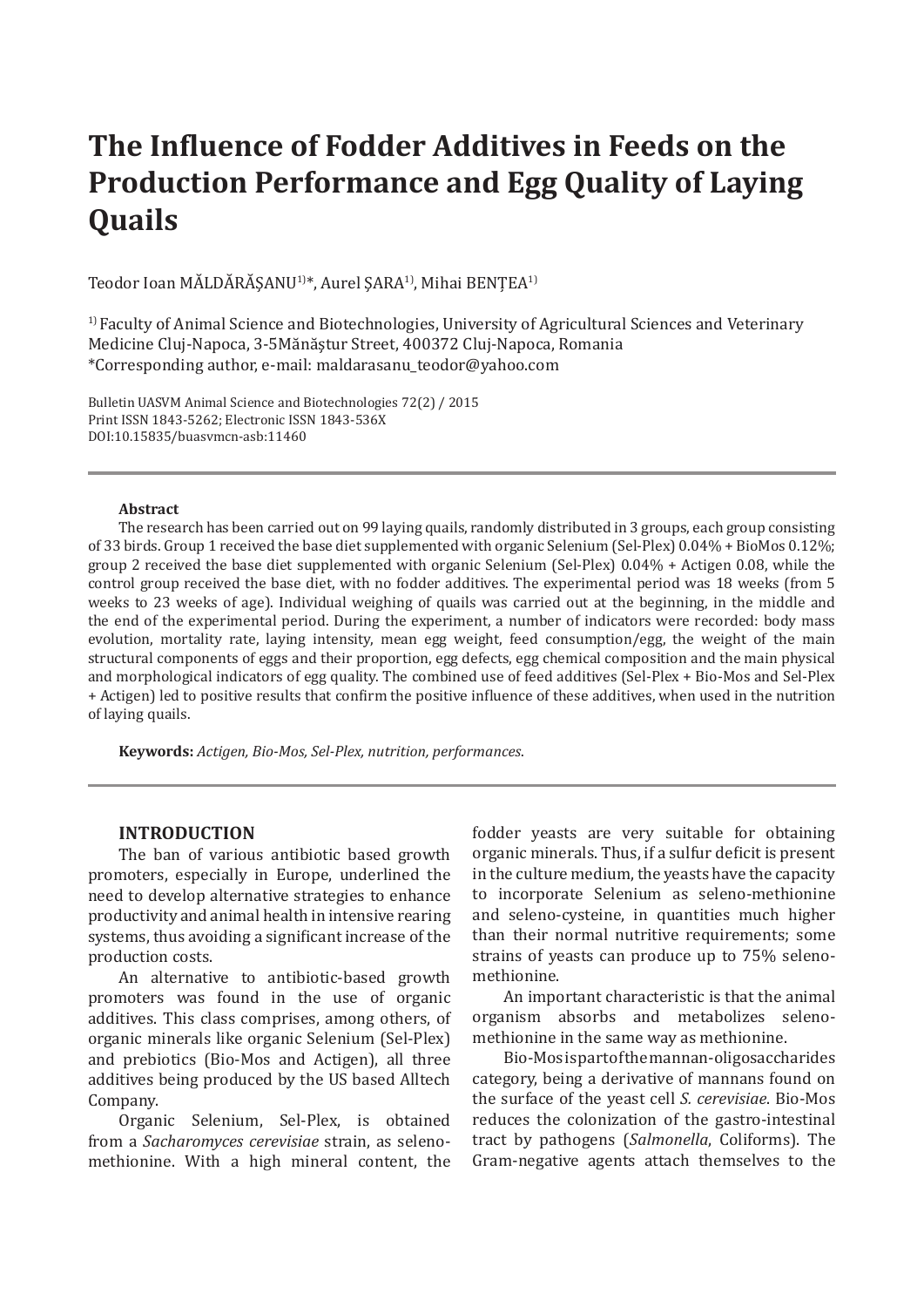# The Influence of Fodder Additives in Feeds on the Production Performance and Egg Quality of Laying Quails

Teodor Ioan MĂLDĂRĂȘANU[1)]*, Aurel ȘARA[1)], Mihai BENȚEA[1)]

[1)] Faculty of Animal Science and Biotechnologies, University of Agricultural Sciences and Veterinary Medicine Cluj-Napoca, 3-5Mănăştur Street, 400372 Cluj-Napoca, Romania
*Corresponding author, e-mail: maldarasanu_teodor@yahoo.com

Bulletin UASVM Animal Science and Biotechnologies 72(2) / 2015
Print ISSN 1843-5262; Electronic ISSN 1843-536X
DOI:10.15835/buasvmcn-asb:11460

**Abstract**

The research has been carried out on 99 laying quails, randomly distributed in 3 groups, each group consisting of 33 birds. Group 1 received the base diet supplemented with organic Selenium (Sel-Plex) 0.04% + BioMos 0.12%; group 2 received the base diet supplemented with organic Selenium (Sel-Plex) 0.04% + Actigen 0.08, while the control group received the base diet, with no fodder additives. The experimental period was 18 weeks (from 5 weeks to 23 weeks of age). Individual weighing of quails was carried out at the beginning, in the middle and the end of the experimental period. During the experiment, a number of indicators were recorded: body mass evolution, mortality rate, laying intensity, mean egg weight, feed consumption/egg, the weight of the main structural components of eggs and their proportion, egg defects, egg chemical composition and the main physical and morphological indicators of egg quality. The combined use of feed additives (Sel-Plex + Bio-Mos and Sel-Plex + Actigen) led to positive results that confirm the positive influence of these additives, when used in the nutrition of laying quails.

**Keywords:** *Actigen, Bio-Mos, Sel-Plex, nutrition, performances*.

## INTRODUCTION

The ban of various antibiotic based growth promoters, especially in Europe, underlined the need to develop alternative strategies to enhance productivity and animal health in intensive rearing systems, thus avoiding a significant increase of the production costs.

An alternative to antibiotic-based growth promoters was found in the use of organic additives. This class comprises, among others, of organic minerals like organic Selenium (Sel-Plex) and prebiotics (Bio-Mos and Actigen), all three additives being produced by the US based Alltech Company.

Organic Selenium, Sel-Plex, is obtained from a *Sacharomyces cerevisiae* strain, as seleno-methionine. With a high mineral content, the fodder yeasts are very suitable for obtaining organic minerals. Thus, if a sulfur deficit is present in the culture medium, the yeasts have the capacity to incorporate Selenium as seleno-methionine and seleno-cysteine, in quantities much higher than their normal nutritive requirements; some strains of yeasts can produce up to 75% seleno-methionine.

An important characteristic is that the animal organism absorbs and metabolizes seleno-methionine in the same way as methionine.

Bio-Mos is part of the mannan-oligosaccharides category, being a derivative of mannans found on the surface of the yeast cell *S. cerevisiae*. Bio-Mos reduces the colonization of the gastro-intestinal tract by pathogens (*Salmonella*, Coliforms). The Gram-negative agents attach themselves to the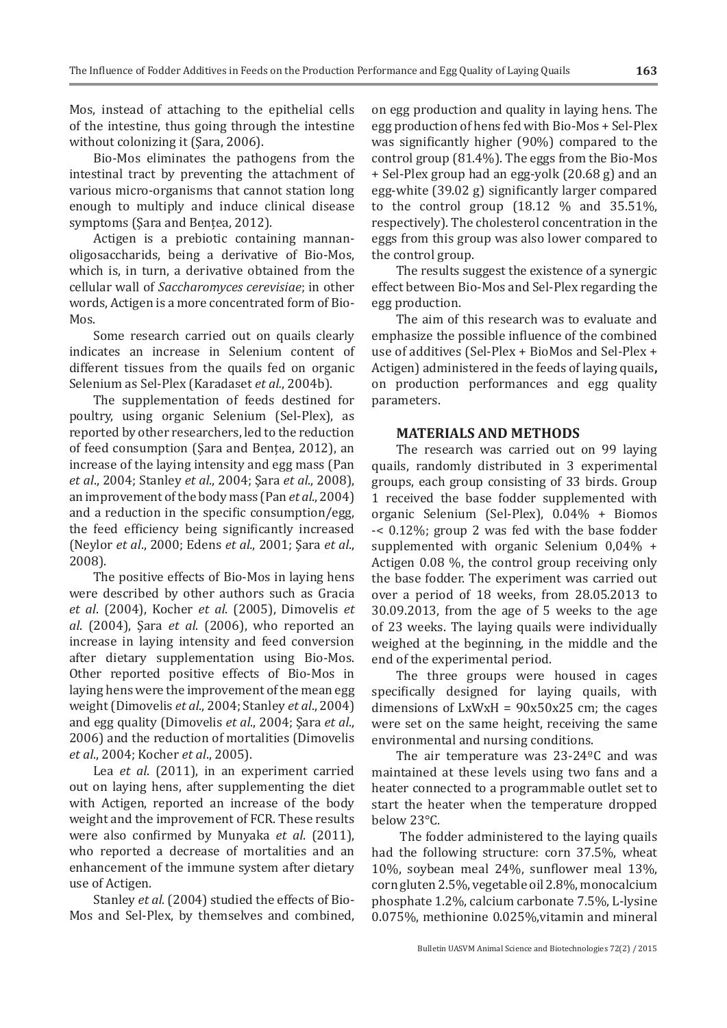Mos, instead of attaching to the epithelial cells of the intestine, thus going through the intestine without colonizing it (Şara, 2006).

Bio-Mos eliminates the pathogens from the intestinal tract by preventing the attachment of various micro-organisms that cannot station long enough to multiply and induce clinical disease symptoms (Şara and Benţea, 2012).

Actigen is a prebiotic containing mannan-oligosaccharids, being a derivative of Bio-Mos, which is, in turn, a derivative obtained from the cellular wall of *Saccharomyces cerevisiae*; in other words, Actigen is a more concentrated form of Bio-Mos.

Some research carried out on quails clearly indicates an increase in Selenium content of different tissues from the quails fed on organic Selenium as Sel-Plex (Karadaset *et al*., 2004b).

The supplementation of feeds destined for poultry, using organic Selenium (Sel-Plex), as reported by other researchers, led to the reduction of feed consumption (Şara and Benţea, 2012), an increase of the laying intensity and egg mass (Pan *et al*., 2004; Stanley *et al*., 2004; Şara *et al*., 2008), an improvement of the body mass (Pan *et al*., 2004) and a reduction in the specific consumption/egg, the feed efficiency being significantly increased (Neylor *et al*., 2000; Edens *et al*., 2001; Şara *et al*., 2008).

The positive effects of Bio-Mos in laying hens were described by other authors such as Gracia *et al*. (2004), Kocher *et al*. (2005), Dimovelis *et al*. (2004), Şara *et al*. (2006), who reported an increase in laying intensity and feed conversion after dietary supplementation using Bio-Mos. Other reported positive effects of Bio-Mos in laying hens were the improvement of the mean egg weight (Dimovelis *et al*., 2004; Stanley *et al*., 2004) and egg quality (Dimovelis *et al*., 2004; Şara *et al*., 2006) and the reduction of mortalities (Dimovelis *et al*., 2004; Kocher *et al*., 2005).

Lea *et al*. (2011), in an experiment carried out on laying hens, after supplementing the diet with Actigen, reported an increase of the body weight and the improvement of FCR. These results were also confirmed by Munyaka *et al*. (2011), who reported a decrease of mortalities and an enhancement of the immune system after dietary use of Actigen.

Stanley *et al*. (2004) studied the effects of Bio-Mos and Sel-Plex, by themselves and combined, on egg production and quality in laying hens. The egg production of hens fed with Bio-Mos + Sel-Plex was significantly higher (90%) compared to the control group (81.4%). The eggs from the Bio-Mos + Sel-Plex group had an egg-yolk (20.68 g) and an egg-white (39.02 g) significantly larger compared to the control group (18.12 % and 35.51%, respectively). The cholesterol concentration in the eggs from this group was also lower compared to the control group.

The results suggest the existence of a synergic effect between Bio-Mos and Sel-Plex regarding the egg production.

The aim of this research was to evaluate and emphasize the possible influence of the combined use of additives (Sel-Plex + BioMos and Sel-Plex + Actigen) administered in the feeds of laying quails**,** on production performances and egg quality parameters.

## MATERIALS AND METHODS

The research was carried out on 99 laying quails, randomly distributed in 3 experimental groups, each group consisting of 33 birds. Group 1 received the base fodder supplemented with organic Selenium (Sel-Plex), 0.04% + Biomos -< 0.12%; group 2 was fed with the base fodder supplemented with organic Selenium 0,04% + Actigen 0.08 %, the control group receiving only the base fodder. The experiment was carried out over a period of 18 weeks, from 28.05.2013 to 30.09.2013, from the age of 5 weeks to the age of 23 weeks. The laying quails were individually weighed at the beginning, in the middle and the end of the experimental period.

The three groups were housed in cages specifically designed for laying quails, with dimensions of LxWxH = 90x50x25 cm; the cages were set on the same height, receiving the same environmental and nursing conditions.

The air temperature was 23-24ºC and was maintained at these levels using two fans and a heater connected to a programmable outlet set to start the heater when the temperature dropped below 23°C.

The fodder administered to the laying quails had the following structure: corn 37.5%, wheat 10%, soybean meal 24%, sunflower meal 13%, corn gluten 2.5%, vegetable oil 2.8%, monocalcium phosphate 1.2%, calcium carbonate 7.5%, L-lysine 0.075%, methionine 0.025%,vitamin and mineral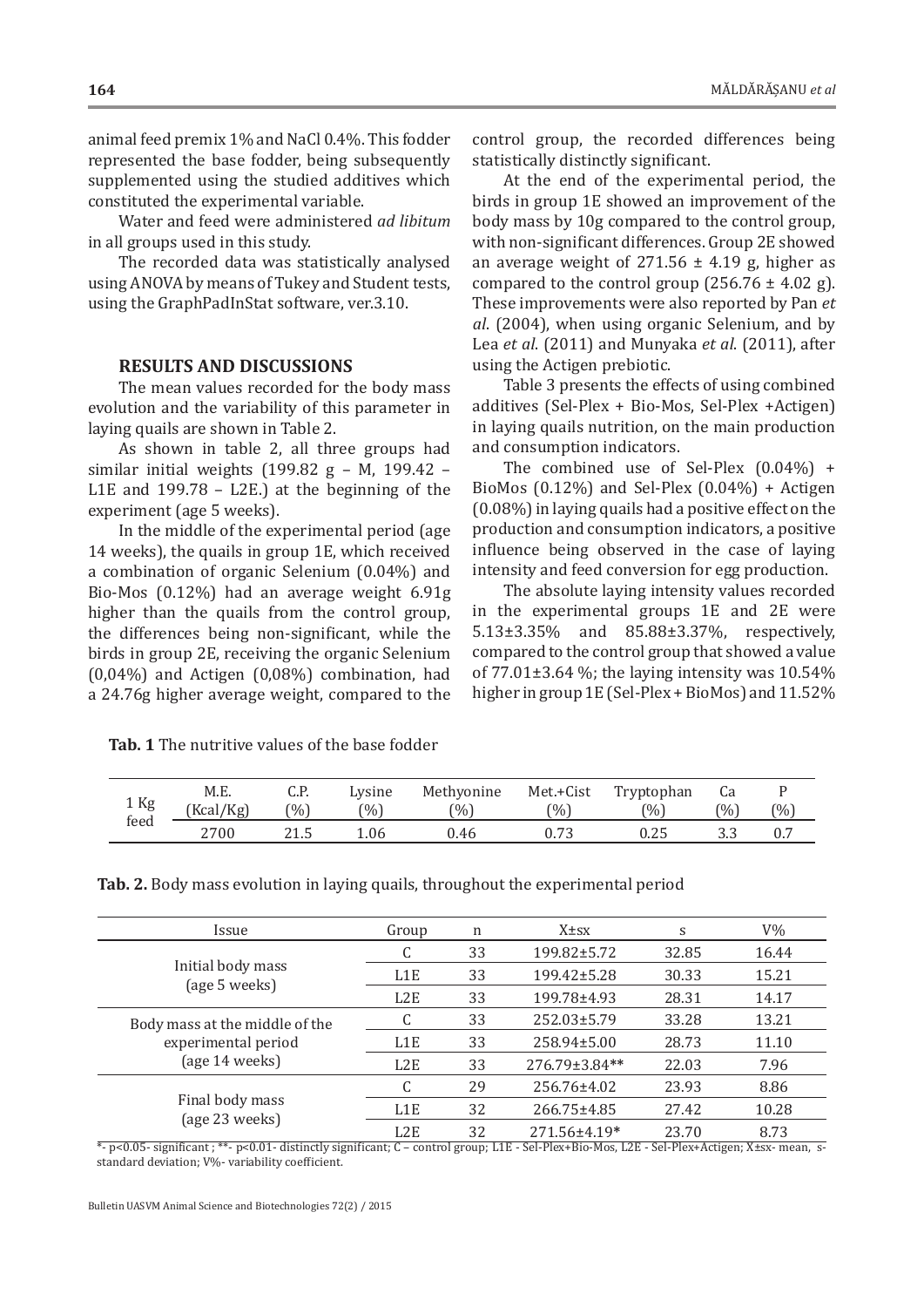animal feed premix 1% and NaCl 0.4%. This fodder represented the base fodder, being subsequently supplemented using the studied additives which constituted the experimental variable.

Water and feed were administered *ad libitum* in all groups used in this study.

The recorded data was statistically analysed using ANOVA by means of Tukey and Student tests, using the GraphPadInStat software, ver.3.10.

## RESULTS AND DISCUSSIONS

The mean values recorded for the body mass evolution and the variability of this parameter in laying quails are shown in Table 2.

As shown in table 2, all three groups had similar initial weights (199.82 g – M, 199.42 – L1E and 199.78 – L2E.) at the beginning of the experiment (age 5 weeks).

In the middle of the experimental period (age 14 weeks), the quails in group 1E, which received a combination of organic Selenium (0.04%) and Bio-Mos (0.12%) had an average weight 6.91g higher than the quails from the control group, the differences being non-significant, while the birds in group 2E, receiving the organic Selenium (0,04%) and Actigen (0,08%) combination, had a 24.76g higher average weight, compared to the control group, the recorded differences being statistically distinctly significant.

At the end of the experimental period, the birds in group 1E showed an improvement of the body mass by 10g compared to the control group, with non-significant differences. Group 2E showed an average weight of 271.56 ± 4.19 g, higher as compared to the control group (256.76 ± 4.02 g). These improvements were also reported by Pan *et al*. (2004), when using organic Selenium, and by Lea *et al*. (2011) and Munyaka *et al*. (2011), after using the Actigen prebiotic.

Table 3 presents the effects of using combined additives (Sel-Plex + Bio-Mos, Sel-Plex +Actigen) in laying quails nutrition, on the main production and consumption indicators.

The combined use of Sel-Plex (0.04%) + BioMos (0.12%) and Sel-Plex (0.04%) + Actigen (0.08%) in laying quails had a positive effect on the production and consumption indicators, a positive influence being observed in the case of laying intensity and feed conversion for egg production.

The absolute laying intensity values recorded in the experimental groups 1E and 2E were 5.13±3.35% and 85.88±3.37%, respectively, compared to the control group that showed a value of 77.01±3.64 %; the laying intensity was 10.54% higher in group 1E (Sel-Plex + BioMos) and 11.52%

**Tab. 1** The nutritive values of the base fodder

| 1 Kg feed | M.E. (Kcal/Kg) | C.P. (%) | Lysine (%) | Methyonine (%) | Met.+Cist (%) | Tryptophan (%) | Ca (%) | P (%) |
|---|---|---|---|---|---|---|---|---|
| | 2700 | 21.5 | 1.06 | 0.46 | 0.73 | 0.25 | 3.3 | 0.7 |

**Tab. 2.** Body mass evolution in laying quails, throughout the experimental period

| Issue | Group | n | X±sx | s | V% |
|---|---|---|---|---|---|
| Initial body mass (age 5 weeks) | C | 33 | 199.82±5.72 | 32.85 | 16.44 |
| | L1E | 33 | 199.42±5.28 | 30.33 | 15.21 |
| | L2E | 33 | 199.78±4.93 | 28.31 | 14.17 |
| Body mass at the middle of the experimental period (age 14 weeks) | C | 33 | 252.03±5.79 | 33.28 | 13.21 |
| | L1E | 33 | 258.94±5.00 | 28.73 | 11.10 |
| | L2E | 33 | 276.79±3.84** | 22.03 | 7.96 |
| Final body mass (age 23 weeks) | C | 29 | 256.76±4.02 | 23.93 | 8.86 |
| | L1E | 32 | 266.75±4.85 | 27.42 | 10.28 |
| | L2E | 32 | 271.56±4.19* | 23.70 | 8.73 |

*- p<0.05- significant ; **- p<0.01- distinctly significant; C – control group; L1E - Sel-Plex+Bio-Mos, L2E - Sel-Plex+Actigen; X±sx- mean, s- standard deviation; V%- variability coefficient.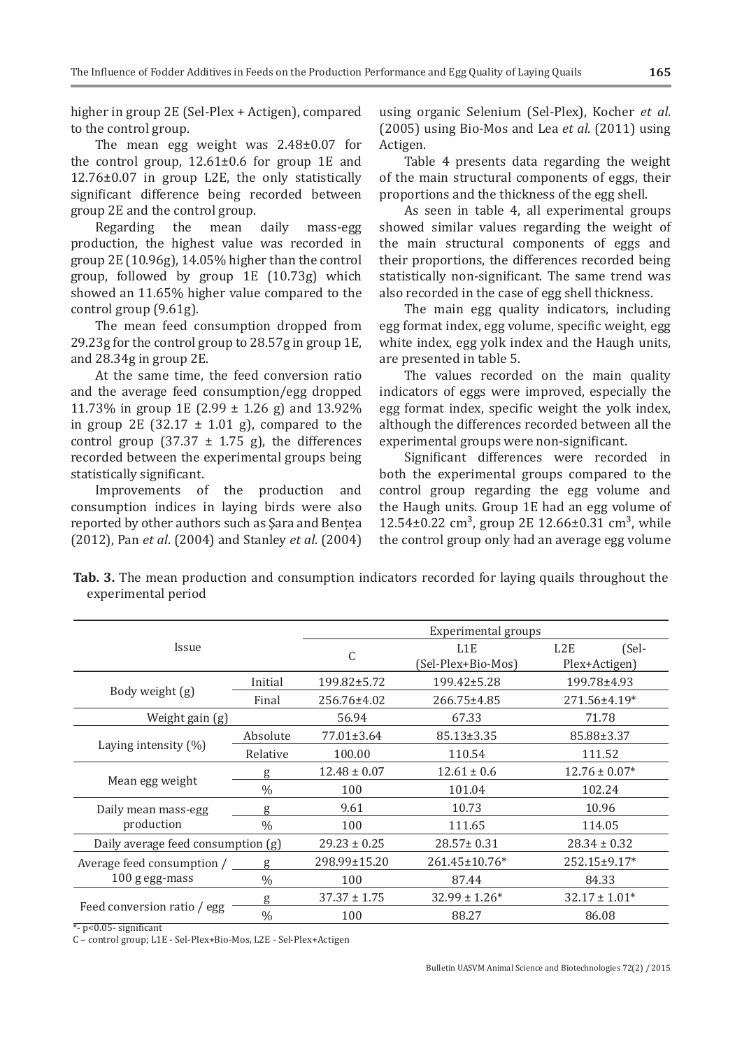higher in group 2E (Sel-Plex + Actigen), compared to the control group.

The mean egg weight was 2.48±0.07 for the control group, 12.61±0.6 for group 1E and 12.76±0.07 in group L2E, the only statistically significant difference being recorded between group 2E and the control group.

Regarding the mean daily mass-egg production, the highest value was recorded in group 2E (10.96g), 14.05% higher than the control group, followed by group 1E (10.73g) which showed an 11.65% higher value compared to the control group (9.61g).

The mean feed consumption dropped from 29.23g for the control group to 28.57g in group 1E, and 28.34g in group 2E.

At the same time, the feed conversion ratio and the average feed consumption/egg dropped 11.73% in group 1E (2.99 ± 1.26 g) and 13.92% in group 2E (32.17 ± 1.01 g), compared to the control group (37.37 ± 1.75 g), the differences recorded between the experimental groups being statistically significant.

Improvements of the production and consumption indices in laying birds were also reported by other authors such as Șara and Bențea (2012), Pan *et al*. (2004) and Stanley *et al*. (2004) using organic Selenium (Sel-Plex), Kocher *et al*. (2005) using Bio-Mos and Lea *et al*. (2011) using Actigen.

Table 4 presents data regarding the weight of the main structural components of eggs, their proportions and the thickness of the egg shell.

As seen in table 4, all experimental groups showed similar values regarding the weight of the main structural components of eggs and their proportions, the differences recorded being statistically non-significant. The same trend was also recorded in the case of egg shell thickness.

The main egg quality indicators, including egg format index, egg volume, specific weight, egg white index, egg yolk index and the Haugh units, are presented in table 5.

The values recorded on the main quality indicators of eggs were improved, especially the egg format index, specific weight the yolk index, although the differences recorded between all the experimental groups were non-significant.

Significant differences were recorded in both the experimental groups compared to the control group regarding the egg volume and the Haugh units. Group 1E had an egg volume of 12.54±0.22 cm$^3$, group 2E 12.66±0.31 cm$^3$, while the control group only had an average egg volume

**Tab. 3.** The mean production and consumption indicators recorded for laying quails throughout the experimental period

| Issue | | Experimental groups | | |
|---|---|---|---|---|
| | | C | L1E (Sel-Plex+Bio-Mos) | L2E (Sel-Plex+Actigen) |
| Body weight (g) | Initial | 199.82±5.72 | 199.42±5.28 | 199.78±4.93 |
| | Final | 256.76±4.02 | 266.75±4.85 | 271.56±4.19* |
| Weight gain (g) | | 56.94 | 67.33 | 71.78 |
| Laying intensity (%) | Absolute | 77.01±3.64 | 85.13±3.35 | 85.88±3.37 |
| | Relative | 100.00 | 110.54 | 111.52 |
| Mean egg weight | g | 12.48 ± 0.07 | 12.61 ± 0.6 | 12.76 ± 0.07* |
| | % | 100 | 101.04 | 102.24 |
| Daily mean mass-egg production | g | 9.61 | 10.73 | 10.96 |
| | % | 100 | 111.65 | 114.05 |
| Daily average feed consumption (g) | | 29.23 ± 0.25 | 28.57± 0.31 | 28.34 ± 0.32 |
| Average feed consumption / 100 g egg-mass | g | 298.99±15.20 | 261.45±10.76* | 252.15±9.17* |
| | % | 100 | 87.44 | 84.33 |
| Feed conversion ratio / egg | g | 37.37 ± 1.75 | 32.99 ± 1.26* | 32.17 ± 1.01* |
| | % | 100 | 88.27 | 86.08 |

*- p<0.05- significant

C – control group; L1E - Sel-Plex+Bio-Mos, L2E - Sel-Plex+Actigen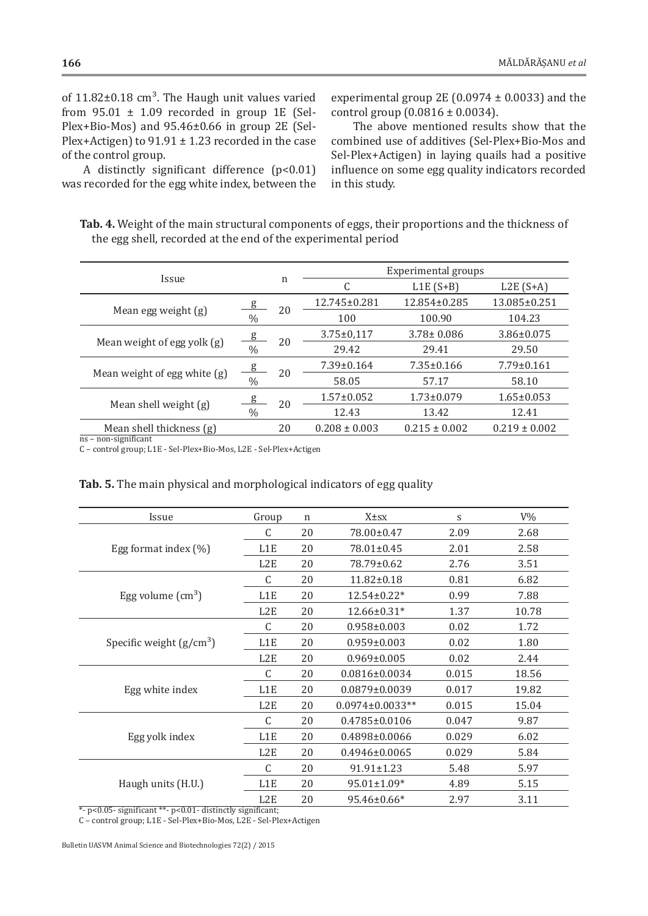of 11.82±0.18 $cm^3$. The Haugh unit values varied from 95.01 ± 1.09 recorded in group 1E (Sel-Plex+Bio-Mos) and 95.46±0.66 in group 2E (Sel-Plex+Actigen) to 91.91 ± 1.23 recorded in the case of the control group.

A distinctly significant difference ($p<0.01$) was recorded for the egg white index, between the experimental group 2E (0.0974 ± 0.0033) and the control group (0.0816 ± 0.0034).

The above mentioned results show that the combined use of additives (Sel-Plex+Bio-Mos and Sel-Plex+Actigen) in laying quails had a positive influence on some egg quality indicators recorded in this study.

**Tab. 4.** Weight of the main structural components of eggs, their proportions and the thickness of the egg shell, recorded at the end of the experimental period

| Issue | | n | Experimental groups | | |
|---|---|---|---|---|---|
| | | | C | L1E (S+B) | L2E (S+A) |
| Mean egg weight (g) | g | 20 | 12.745±0.281 | 12.854±0.285 | 13.085±0.251 |
| | % | | 100 | 100.90 | 104.23 |
| Mean weight of egg yolk (g) | g | 20 | 3.75±0,117 | 3.78± 0.086 | 3.86±0.075 |
| | % | | 29.42 | 29.41 | 29.50 |
| Mean weight of egg white (g) | g | 20 | 7.39±0.164 | 7.35±0.166 | 7.79±0.161 |
| | % | | 58.05 | 57.17 | 58.10 |
| Mean shell weight (g) | g | 20 | 1.57±0.052 | 1.73±0.079 | 1.65±0.053 |
| | % | | 12.43 | 13.42 | 12.41 |
| Mean shell thickness (g) | | 20 | 0.208 ± 0.003 | 0.215 ± 0.002 | 0.219 ± 0.002 |

ns – non-significant
C – control group; L1E - Sel-Plex+Bio-Mos, L2E - Sel-Plex+Actigen

**Tab. 5.** The main physical and morphological indicators of egg quality

| Issue | Group | n | X±sx | s | V% |
|---|---|---|---|---|---|
| Egg format index (%) | C | 20 | 78.00±0.47 | 2.09 | 2.68 |
| | L1E | 20 | 78.01±0.45 | 2.01 | 2.58 |
| | L2E | 20 | 78.79±0.62 | 2.76 | 3.51 |
| Egg volume ($cm^3$) | C | 20 | 11.82±0.18 | 0.81 | 6.82 |
| | L1E | 20 | 12.54±0.22* | 0.99 | 7.88 |
| | L2E | 20 | 12.66±0.31* | 1.37 | 10.78 |
| Specific weight ($g/cm^3$) | C | 20 | 0.958±0.003 | 0.02 | 1.72 |
| | L1E | 20 | 0.959±0.003 | 0.02 | 1.80 |
| | L2E | 20 | 0.969±0.005 | 0.02 | 2.44 |
| Egg white index | C | 20 | 0.0816±0.0034 | 0.015 | 18.56 |
| | L1E | 20 | 0.0879±0.0039 | 0.017 | 19.82 |
| | L2E | 20 | 0.0974±0.0033** | 0.015 | 15.04 |
| Egg yolk index | C | 20 | 0.4785±0.0106 | 0.047 | 9.87 |
| | L1E | 20 | 0.4898±0.0066 | 0.029 | 6.02 |
| | L2E | 20 | 0.4946±0.0065 | 0.029 | 5.84 |
| Haugh units (H.U.) | C | 20 | 91.91±1.23 | 5.48 | 5.97 |
| | L1E | 20 | 95.01±1.09* | 4.89 | 5.15 |
| | L2E | 20 | 95.46±0.66* | 2.97 | 3.11 |

*- $p<0.05$- significant **- $p<0.01$- distinctly significant;
C – control group; L1E - Sel-Plex+Bio-Mos, L2E - Sel-Plex+Actigen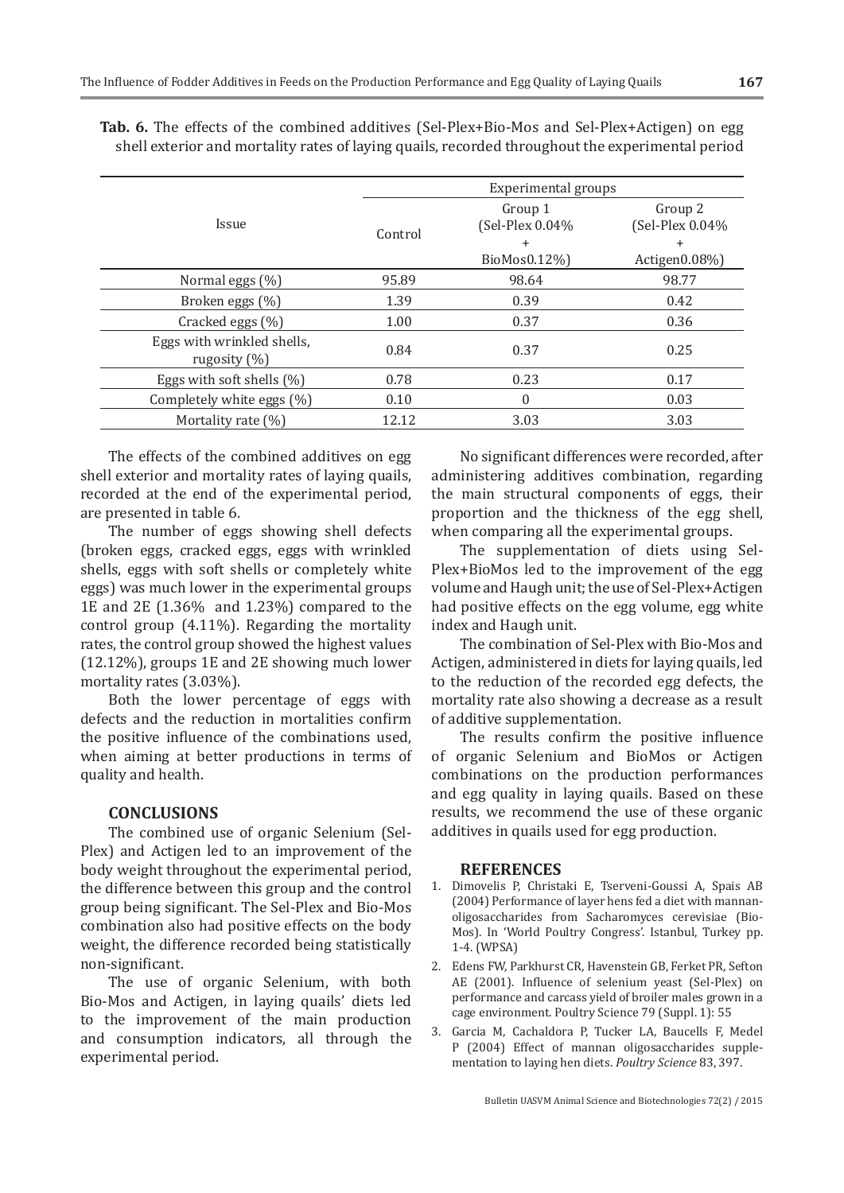**Tab. 6.** The effects of the combined additives (Sel-Plex+Bio-Mos and Sel-Plex+Actigen) on egg shell exterior and mortality rates of laying quails, recorded throughout the experimental period

| Issue | Experimental groups | | |
|---|---|---|---|
| | Control | Group 1 (Sel-Plex 0.04% + BioMos0.12%) | Group 2 (Sel-Plex 0.04% + Actigen0.08%) |
| Normal eggs (%) | 95.89 | 98.64 | 98.77 |
| Broken eggs (%) | 1.39 | 0.39 | 0.42 |
| Cracked eggs (%) | 1.00 | 0.37 | 0.36 |
| Eggs with wrinkled shells, rugosity (%) | 0.84 | 0.37 | 0.25 |
| Eggs with soft shells (%) | 0.78 | 0.23 | 0.17 |
| Completely white eggs (%) | 0.10 | 0 | 0.03 |
| Mortality rate (%) | 12.12 | 3.03 | 3.03 |

The effects of the combined additives on egg shell exterior and mortality rates of laying quails, recorded at the end of the experimental period, are presented in table 6.

The number of eggs showing shell defects (broken eggs, cracked eggs, eggs with wrinkled shells, eggs with soft shells or completely white eggs) was much lower in the experimental groups 1E and 2E (1.36% and 1.23%) compared to the control group (4.11%). Regarding the mortality rates, the control group showed the highest values (12.12%), groups 1E and 2E showing much lower mortality rates (3.03%).

Both the lower percentage of eggs with defects and the reduction in mortalities confirm the positive influence of the combinations used, when aiming at better productions in terms of quality and health.

## CONCLUSIONS

The combined use of organic Selenium (Sel-Plex) and Actigen led to an improvement of the body weight throughout the experimental period, the difference between this group and the control group being significant. The Sel-Plex and Bio-Mos combination also had positive effects on the body weight, the difference recorded being statistically non-significant.

The use of organic Selenium, with both Bio-Mos and Actigen, in laying quails' diets led to the improvement of the main production and consumption indicators, all through the experimental period.

No significant differences were recorded, after administering additives combination, regarding the main structural components of eggs, their proportion and the thickness of the egg shell, when comparing all the experimental groups.

The supplementation of diets using Sel-Plex+BioMos led to the improvement of the egg volume and Haugh unit; the use of Sel-Plex+Actigen had positive effects on the egg volume, egg white index and Haugh unit.

The combination of Sel-Plex with Bio-Mos and Actigen, administered in diets for laying quails, led to the reduction of the recorded egg defects, the mortality rate also showing a decrease as a result of additive supplementation.

The results confirm the positive influence of organic Selenium and BioMos or Actigen combinations on the production performances and egg quality in laying quails. Based on these results, we recommend the use of these organic additives in quails used for egg production.

## REFERENCES

1. Dimovelis P, Christaki E, Tserveni-Goussi A, Spais AB (2004) Performance of layer hens fed a diet with mannan-oligosaccharides from Sacharomyces cerevisiae (Bio-Mos). In 'World Poultry Congress'. Istanbul, Turkey pp. 1-4. (WPSA)
2. Edens FW, Parkhurst CR, Havenstein GB, Ferket PR, Sefton AE (2001). Influence of selenium yeast (Sel-Plex) on performance and carcass yield of broiler males grown in a cage environment. Poultry Science 79 (Suppl. 1): 55
3. Garcia M, Cachaldora P, Tucker LA, Baucells F, Medel P (2004) Effect of mannan oligosaccharides supplementation to laying hen diets. *Poultry Science* 83, 397.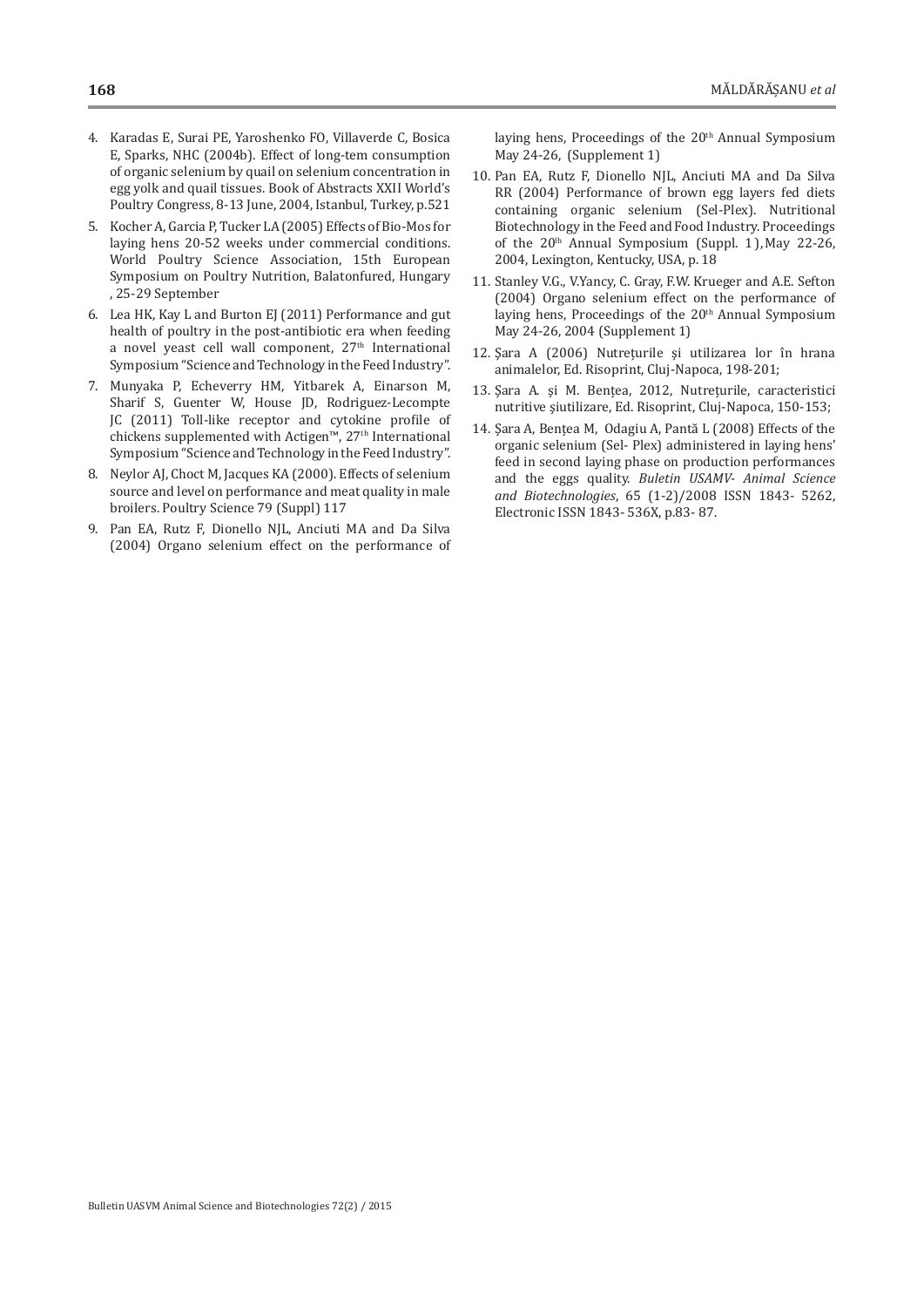4. Karadas E, Surai PE, Yaroshenko FO, Villaverde C, Bosica E, Sparks, NHC (2004b). Effect of long-tem consumption of organic selenium by quail on selenium concentration in egg yolk and quail tissues. Book of Abstracts XXII World's Poultry Congress, 8-13 June, 2004, Istanbul, Turkey, p.521
5. Kocher A, Garcia P, Tucker LA (2005) Effects of Bio-Mos for laying hens 20-52 weeks under commercial conditions. World Poultry Science Association, 15th European Symposium on Poultry Nutrition, Balatonfured, Hungary , 25-29 September
6. Lea HK, Kay L and Burton EJ (2011) Performance and gut health of poultry in the post-antibiotic era when feeding a novel yeast cell wall component, 27th International Symposium "Science and Technology in the Feed Industry".
7. Munyaka P, Echeverry HM, Yitbarek A, Einarson M, Sharif S, Guenter W, House JD, Rodriguez-Lecompte JC (2011) Toll-like receptor and cytokine profile of chickens supplemented with Actigen™, 27th International Symposium "Science and Technology in the Feed Industry".
8. Neylor AJ, Choct M, Jacques KA (2000). Effects of selenium source and level on performance and meat quality in male broilers. Poultry Science 79 (Suppl) 117
9. Pan EA, Rutz F, Dionello NJL, Anciuti MA and Da Silva (2004) Organo selenium effect on the performance of laying hens, Proceedings of the 20th Annual Symposium May 24-26, (Supplement 1)
10. Pan EA, Rutz F, Dionello NJL, Anciuti MA and Da Silva RR (2004) Performance of brown egg layers fed diets containing organic selenium (Sel-Plex). Nutritional Biotechnology in the Feed and Food Industry. Proceedings of the 20th Annual Symposium (Suppl. 1 ), May 22-26, 2004, Lexington, Kentucky, USA, p. 18
11. Stanley V.G., V.Yancy, C. Gray, F.W. Krueger and A.E. Sefton (2004) Organo selenium effect on the performance of laying hens, Proceedings of the 20th Annual Symposium May 24-26, 2004 (Supplement 1)
12. Şara A (2006) Nutreţurile şi utilizarea lor în hrana animalelor, Ed. Risoprint, Cluj-Napoca, 198-201;
13. Şara A. şi M. Benţea, 2012, Nutreţurile, caracteristici nutritive şiutilizare, Ed. Risoprint, Cluj-Napoca, 150-153;
14. Şara A, Benţea M, Odagiu A, Pantă L (2008) Effects of the organic selenium (Sel- Plex) administered in laying hens' feed in second laying phase on production performances and the eggs quality. *Buletin USAMV- Animal Science and Biotechnologies*, 65 (1-2)/2008 ISSN 1843- 5262, Electronic ISSN 1843- 536X, p.83- 87.